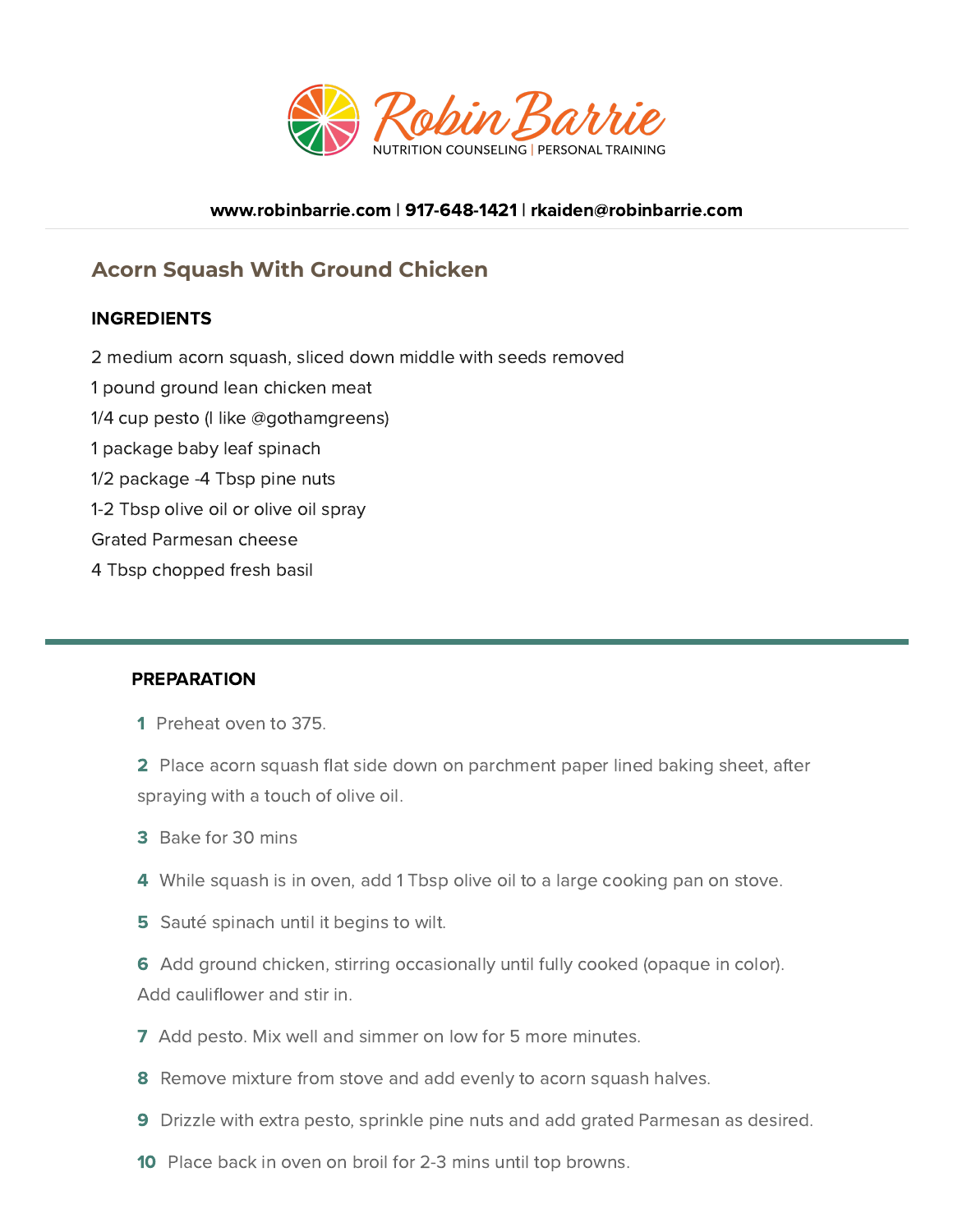Robin Barrie
NUTRITION COUNSELING | PERSONAL TRAINING

**www.robinbarrie.com | 917-648-1421 | rkaiden@robinbarrie.com**

---

## Acorn Squash With Ground Chicken

### INGREDIENTS

2 medium acorn squash, sliced down middle with seeds removed
1 pound ground lean chicken meat
1/4 cup pesto (I like @gothamgreens)
1 package baby leaf spinach
1/2 package -4 Tbsp pine nuts
1-2 Tbsp olive oil or olive oil spray
Grated Parmesan cheese
4 Tbsp chopped fresh basil

---

### PREPARATION

1. Preheat oven to 375.
2. Place acorn squash flat side down on parchment paper lined baking sheet, after spraying with a touch of olive oil.
3. Bake for 30 mins
4. While squash is in oven, add 1 Tbsp olive oil to a large cooking pan on stove.
5. Sauté spinach until it begins to wilt.
6. Add ground chicken, stirring occasionally until fully cooked (opaque in color). Add cauliflower and stir in.
7. Add pesto. Mix well and simmer on low for 5 more minutes.
8. Remove mixture from stove and add evenly to acorn squash halves.
9. Drizzle with extra pesto, sprinkle pine nuts and add grated Parmesan as desired.
10. Place back in oven on broil for 2-3 mins until top browns.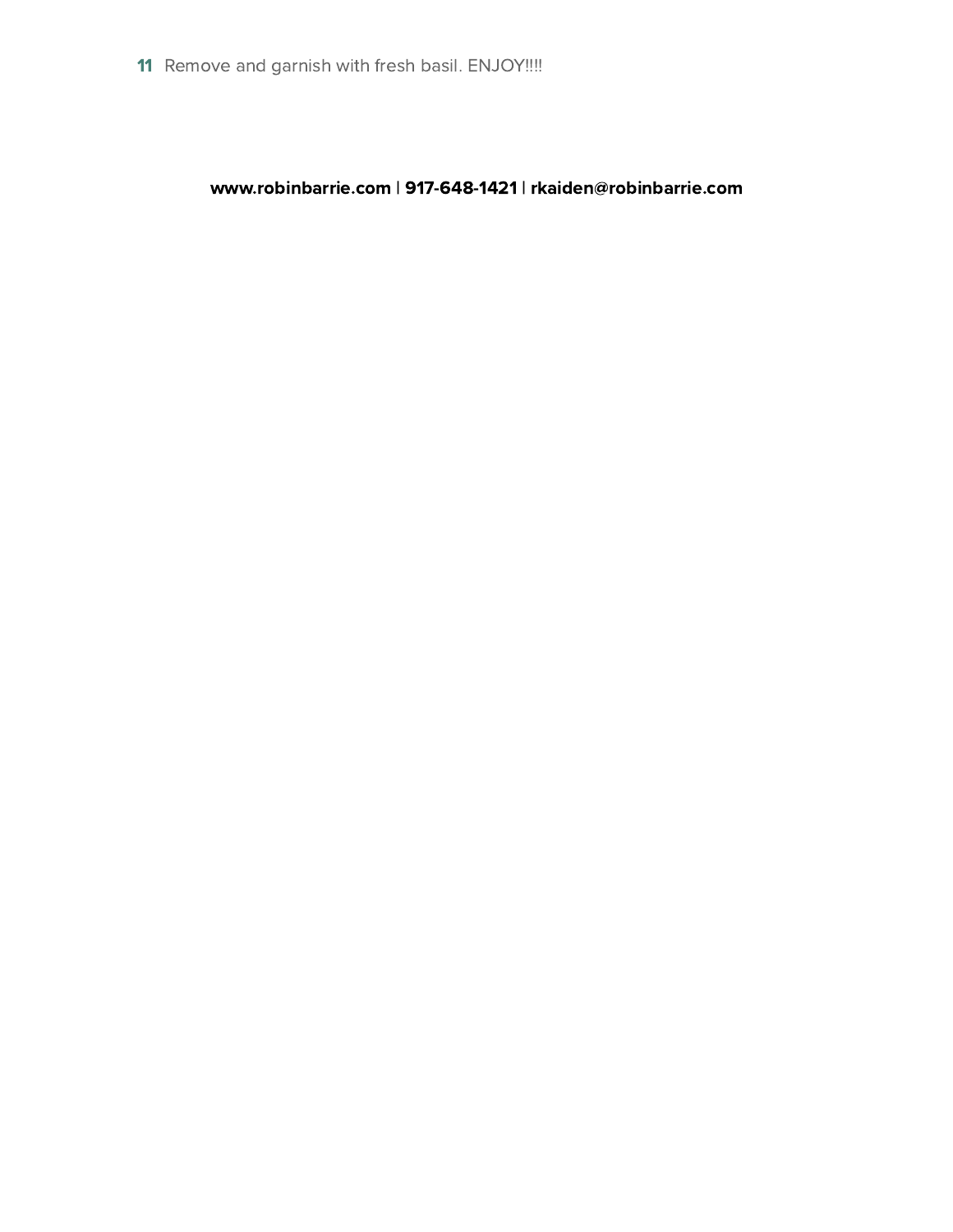11. Remove and garnish with fresh basil. ENJOY!!!!

**www.robinbarrie.com | 917-648-1421 | rkaiden@robinbarrie.com**